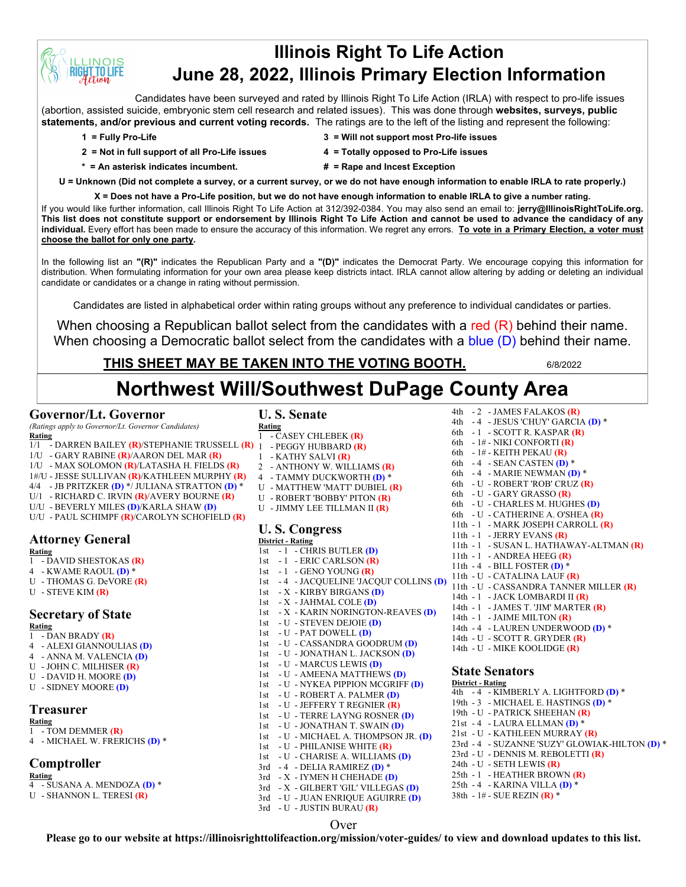# Illinois Right To Life Action

# June 28, 2022, Illinois Primary Election Information

Candidates have been surveyed and rated by Illinois Right To Life Action (IRLA) with respect to pro-life issues (abortion, assisted suicide, embryonic stem cell research and related issues). This was done through **websites, surveys, public statements, and/or previous and current voting records.** The ratings are to the left of the listing and represent the following:

- **1 = Fully Pro-Life**
- **2 = Not in full support of all Pro-Life issues**
- **\* = An asterisk indicates incumbent.**
- **3 = Will not support most Pro-life issues**
- **4 = Totally opposed to Pro-Life issues**
- **# = Rape and Incest Exception**

**U = Unknown (Did not complete a survey, or a current survey, or we do not have enough information to enable IRLA to rate properly.)**

**X = Does not have a Pro-Life position, but we do not have enough information to enable IRLA to give a number rating.**

If you would like further information, call Illinois Right To Life Action at 312/392-0384. You may also send an email to: **jerry@IllinoisRightToLife.org.** **This list does not constitute support or endorsement by Illinois Right To Life Action and cannot be used to advance the candidacy of any individual.** Every effort has been made to ensure the accuracy of this information. We regret any errors. **To vote in a Primary Election, a voter must choose the ballot for only one party.**

In the following list an **"(R)"** indicates the Republican Party and a **"(D)"** indicates the Democrat Party. We encourage copying this information for distribution. When formulating information for your own area please keep districts intact. IRLA cannot allow altering by adding or deleting an individual candidate or candidates or a change in rating without permission.

Candidates are listed in alphabetical order within rating groups without any preference to individual candidates or parties.

When choosing a Republican ballot select from the candidates with a red (R) behind their name.
When choosing a Democratic ballot select from the candidates with a blue (D) behind their name.

**THIS SHEET MAY BE TAKEN INTO THE VOTING BOOTH.** 6/8/2022

## Northwest Will/Southwest DuPage County Area

### Governor/Lt. Governor

*(Ratings apply to Governor/Lt. Governor Candidates)*

**Rating**

- 1/1 - DARREN BAILEY (R)/STEPHANIE TRUSSELL (R)
- 1/U - GARY RABINE (R)/AARON DEL MAR (R)
- 1/U - MAX SOLOMON (R)/LATASHA H. FIELDS (R)
- 1#/U - JESSE SULLIVAN (R)/KATHLEEN MURPHY (R)
- 4/4 - JB PRITZKER (D) \*/ JULIANA STRATTON (D) \*
- U/1 - RICHARD C. IRVIN (R)/AVERY BOURNE (R)
- U/U - BEVERLY MILES (D)/KARLA SHAW (D)
- U/U - PAUL SCHIMPF (R)/CAROLYN SCHOFIELD (R)

### Attorney General

**Rating**

- 1 - DAVID SHESTOKAS (R)
- 4 - KWAME RAOUL (D) \*
- U - THOMAS G. DeVORE (R)
- U - STEVE KIM (R)

### Secretary of State

**Rating**

- 1 - DAN BRADY (R)
- 4 - ALEXI GIANNOULIAS (D)
- 4 - ANNA M. VALENCIA (D)
- U - JOHN C. MILHISER (R)
- U - DAVID H. MOORE (D)
- U - SIDNEY MOORE (D)

### Treasurer

**Rating**

- 1 - TOM DEMMER (R)
- 4 - MICHAEL W. FRERICHS (D) \*

### Comptroller

**Rating**

- 4 - SUSANA A. MENDOZA (D) \*
- U - SHANNON L. TERESI (R)

### U. S. Senate

**Rating**

- 1 - CASEY CHLEBEK (R)
- 1 - PEGGY HUBBARD (R)
- 1 - KATHY SALVI (R)
- 2 - ANTHONY W. WILLIAMS (R)
- 4 - TAMMY DUCKWORTH (D) \*
- U - MATTHEW 'MATT' DUBIEL (R)
- U - ROBERT 'BOBBY' PITON (R)
- U - JIMMY LEE TILLMAN II (R)

### U. S. Congress

**District - Rating**

- 1st - 1 - CHRIS BUTLER (D)
- 1st - 1 - ERIC CARLSON (R)
- 1st - 1 - GENO YOUNG (R)
- 1st - 4 - JACQUELINE 'JACQUI' COLLINS (D)
- 1st - X - KIRBY BIRGANS (D)
- 1st - X - JAHMAL COLE (D)
- 1st - X - KARIN NORINGTON-REAVES (D)
- 1st - U - STEVEN DEJOIE (D)
- 1st - U - PAT DOWELL (D)
- 1st - U - CASSANDRA GOODRUM (D)
- 1st - U - JONATHAN L. JACKSON (D)
- 1st - U - MARCUS LEWIS (D)
- 1st - U - AMEENA MATTHEWS (D)
- 1st - U - NYKEA PIPPION MCGRIFF (D)
- 1st - U - ROBERT A. PALMER (D)
- 1st - U - JEFFERY T REGNIER (R)
- 1st - U - TERRE LAYNG ROSNER (D)
- 1st - U - JONATHAN T. SWAIN (D)
- 1st - U - MICHAEL A. THOMPSON JR. (D)
- 1st - U - PHILANISE WHITE (R)
- 1st - U - CHARISE A. WILLIAMS (D)
- 3rd - 4 - DELIA RAMIREZ (D) \*
- 3rd - X - IYMEN H CHEHADE (D)
- 3rd - X - GILBERT 'GIL' VILLEGAS (D)
- 3rd - U - JUAN ENRIQUE AGUIRRE (D)
- 3rd - U - JUSTIN BURAU (R)
- 4th - 2 - JAMES FALAKOS (R)
- 4th - 4 - JESUS 'CHUY' GARCIA (D) \*
- 6th - 1 - SCOTT R. KASPAR (R)
- 6th - 1# - NIKI CONFORTI (R)
- 6th - 1# - KEITH PEKAU (R)
- 6th - 4 - SEAN CASTEN (D) \*
- 6th - 4 - MARIE NEWMAN (D) \*
- 6th - U - ROBERT 'ROB' CRUZ (R)
- 6th - U - GARY GRASSO (R)
- 6th - U - CHARLES M. HUGHES (D)
- 6th - U - CATHERINE A. O'SHEA (R)
- 11th - 1 - MARK JOSEPH CARROLL (R)
- 11th - 1 - JERRY EVANS (R)
- 11th - 1 - SUSAN L. HATHAWAY-ALTMAN (R)
- 11th - 1 - ANDREA HEEG (R)
- 11th - 4 - BILL FOSTER (D) \*
- 11th - U - CATALINA LAUF (R)
- 11th - U - CASSANDRA TANNER MILLER (R)
- 14th - 1 - JACK LOMBARDI II (R)
- 14th - 1 - JAMES T. 'JIM' MARTER (R)
- 14th - 1 - JAIME MILTON (R)
- 14th - 4 - LAUREN UNDERWOOD (D) \*
- 14th - U - SCOTT R. GRYDER (R)
- 14th - U - MIKE KOOLIDGE (R)

### State Senators

**District - Rating**

- 4th - 4 - KIMBERLY A. LIGHTFORD (D) \*
- 19th - 3 - MICHAEL E. HASTINGS (D) \*
- 19th - U - PATRICK SHEEHAN (R)
- 21st - 4 - LAURA ELLMAN (D) \*
- 21st - U - KATHLEEN MURRAY (R)
- 23rd - 4 - SUZANNE 'SUZY' GLOWIAK-HILTON (D) \*
- 23rd - U - DENNIS M. REBOLETTI (R)
- 24th - U - SETH LEWIS (R)
- 25th - 1 - HEATHER BROWN (R)
- 25th - 4 - KARINA VILLA (D) \*
- 38th - 1# - SUE REZIN (R) \*

Over

**Please go to our website at https://illinoisrighttolifeaction.org/mission/voter-guides/ to view and download updates to this list.**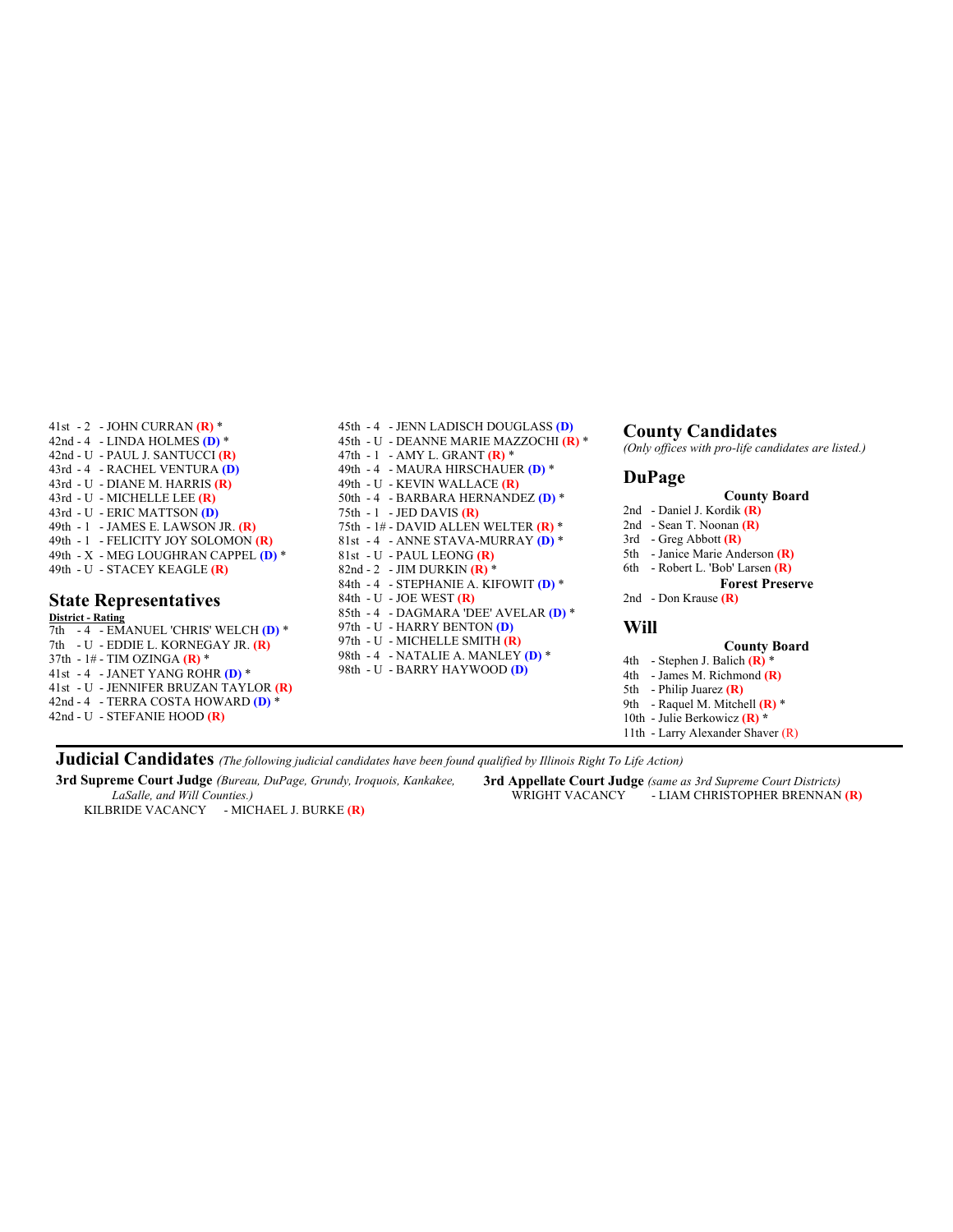41st - 2 - JOHN CURRAN **(R)** *
42nd - 4 - LINDA HOLMES **(D)** *
42nd - U - PAUL J. SANTUCCI **(R)**
43rd - 4 - RACHEL VENTURA **(D)**
43rd - U - DIANE M. HARRIS **(R)**
43rd - U - MICHELLE LEE **(R)**
43rd - U - ERIC MATTSON **(D)**
49th - 1 - JAMES E. LAWSON JR. **(R)**
49th - 1 - FELICITY JOY SOLOMON **(R)**
49th - X - MEG LOUGHRAN CAPPEL **(D)** *
49th - U - STACEY KEAGLE **(R)**

## State Representatives

**District - Rating**

7th - 4 - EMANUEL 'CHRIS' WELCH **(D)** *
7th - U - EDDIE L. KORNEGAY JR. **(R)**
37th - 1# - TIM OZINGA **(R)** *
41st - 4 - JANET YANG ROHR **(D)** *
41st - U - JENNIFER BRUZAN TAYLOR **(R)**
42nd - 4 - TERRA COSTA HOWARD **(D)** *
42nd - U - STEFANIE HOOD **(R)**
45th - 4 - JENN LADISCH DOUGLASS **(D)**
45th - U - DEANNE MARIE MAZZOCHI **(R)** *
47th - 1 - AMY L. GRANT **(R)** *
49th - 4 - MAURA HIRSCHAUER **(D)** *
49th - U - KEVIN WALLACE **(R)**
50th - 4 - BARBARA HERNANDEZ **(D)** *
75th - 1 - JED DAVIS **(R)**
75th - 1# - DAVID ALLEN WELTER **(R)** *
81st - 4 - ANNE STAVA-MURRAY **(D)** *
81st - U - PAUL LEONG **(R)**
82nd - 2 - JIM DURKIN **(R)** *
84th - 4 - STEPHANIE A. KIFOWIT **(D)** *
84th - U - JOE WEST **(R)**
85th - 4 - DAGMARA 'DEE' AVELAR **(D)** *
97th - U - HARRY BENTON **(D)**
97th - U - MICHELLE SMITH **(R)**
98th - 4 - NATALIE A. MANLEY **(D)** *
98th - U - BARRY HAYWOOD **(D)**

# County Candidates

*(Only offices with pro-life candidates are listed.)*

## DuPage

### County Board

2nd - Daniel J. Kordik **(R)**
2nd - Sean T. Noonan **(R)**
3rd - Greg Abbott **(R)**
5th - Janice Marie Anderson **(R)**
6th - Robert L. 'Bob' Larsen **(R)**

### Forest Preserve

2nd - Don Krause **(R)**

## Will

### County Board

4th - Stephen J. Balich **(R)** *
4th - James M. Richmond **(R)**
5th - Philip Juarez **(R)**
9th - Raquel M. Mitchell **(R)** *
10th - Julie Berkowicz **(R)** *
11th - Larry Alexander Shaver (R)

# Judicial Candidates *(The following judicial candidates have been found qualified by Illinois Right To Life Action)*

**3rd Supreme Court Judge** *(Bureau, DuPage, Grundy, Iroquois, Kankakee, LaSalle, and Will Counties.)*
KILBRIDE VACANCY - MICHAEL J. BURKE **(R)**

**3rd Appellate Court Judge** *(same as 3rd Supreme Court Districts)*
WRIGHT VACANCY - LIAM CHRISTOPHER BRENNAN **(R)**